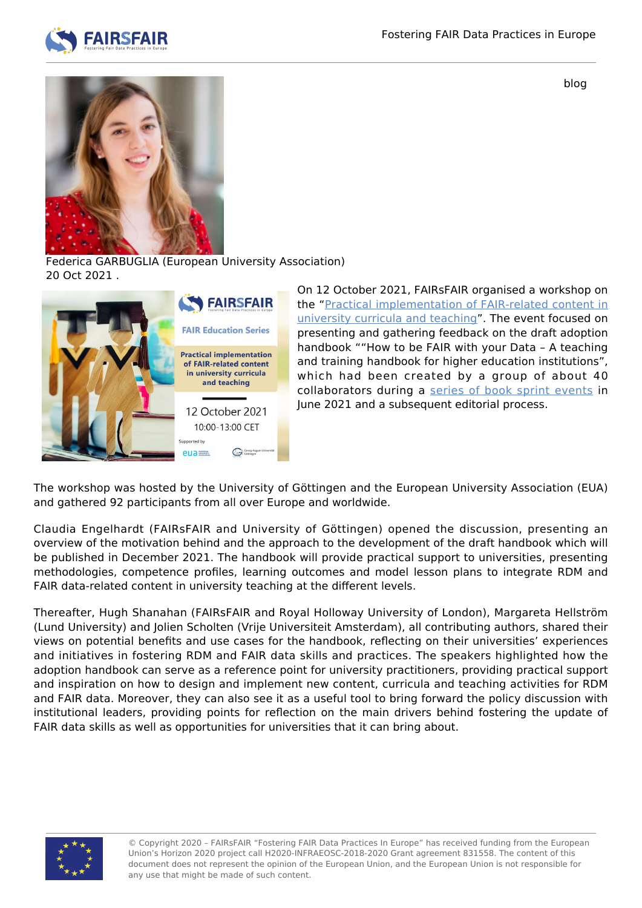blog

Federica GARBUGLIA (European University Association)
20 Oct 2021 .

On 12 October 2021, FAIRsFAIR organised a workshop on the "Practical implementation of FAIR-related content in university curricula and teaching". The event focused on presenting and gathering feedback on the draft adoption handbook ""How to be FAIR with your Data – A teaching and training handbook for higher education institutions", which had been created by a group of about 40 collaborators during a series of book sprint events in June 2021 and a subsequent editorial process.

The workshop was hosted by the University of Göttingen and the European University Association (EUA) and gathered 92 participants from all over Europe and worldwide.

Claudia Engelhardt (FAIRsFAIR and University of Göttingen) opened the discussion, presenting an overview of the motivation behind and the approach to the development of the draft handbook which will be published in December 2021. The handbook will provide practical support to universities, presenting methodologies, competence profiles, learning outcomes and model lesson plans to integrate RDM and FAIR data-related content in university teaching at the different levels.

Thereafter, Hugh Shanahan (FAIRsFAIR and Royal Holloway University of London), Margareta Hellström (Lund University) and Jolien Scholten (Vrije Universiteit Amsterdam), all contributing authors, shared their views on potential benefits and use cases for the handbook, reflecting on their universities' experiences and initiatives in fostering RDM and FAIR data skills and practices. The speakers highlighted how the adoption handbook can serve as a reference point for university practitioners, providing practical support and inspiration on how to design and implement new content, curricula and teaching activities for RDM and FAIR data. Moreover, they can also see it as a useful tool to bring forward the policy discussion with institutional leaders, providing points for reflection on the main drivers behind fostering the update of FAIR data skills as well as opportunities for universities that it can bring about.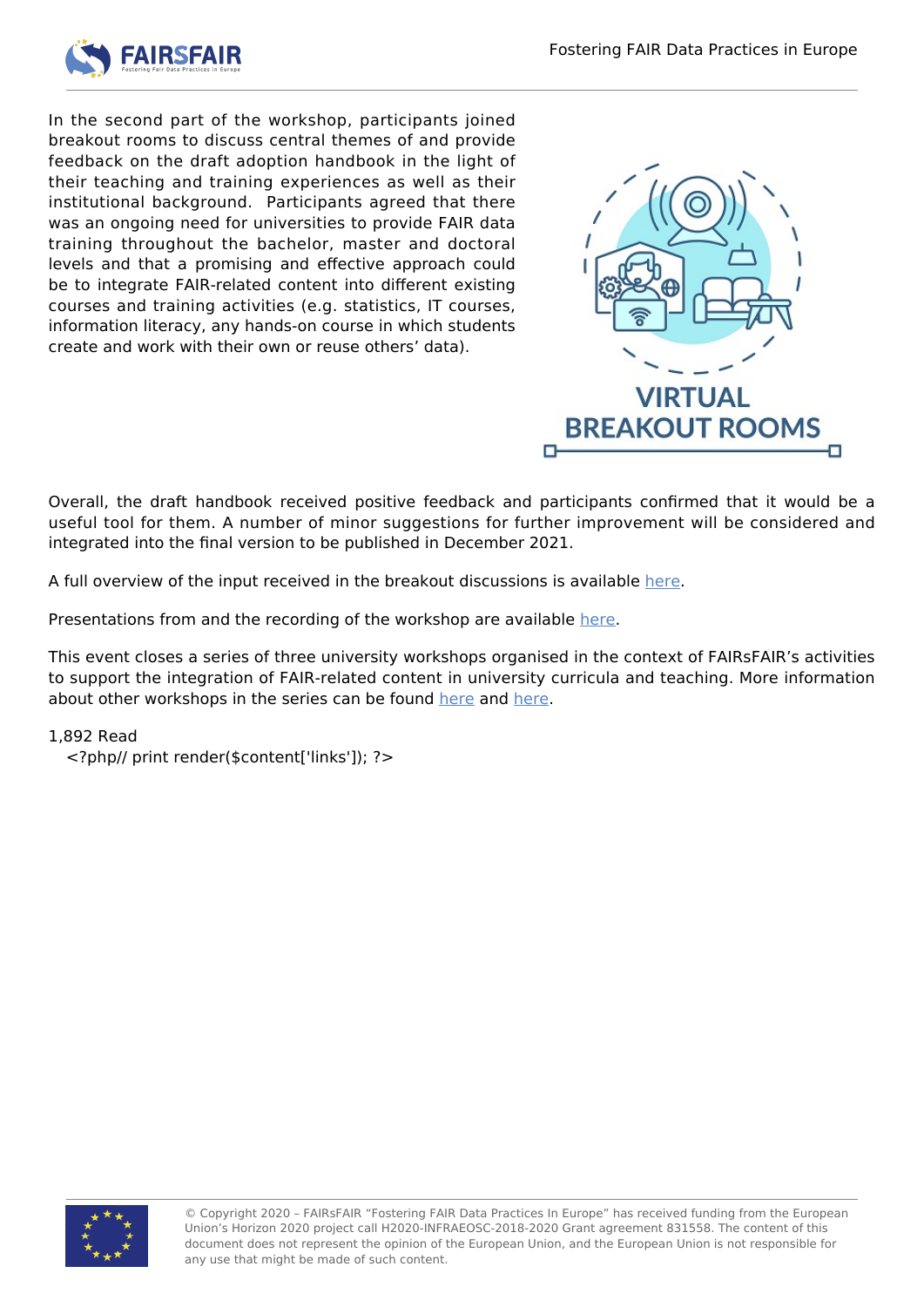In the second part of the workshop, participants joined breakout rooms to discuss central themes of and provide feedback on the draft adoption handbook in the light of their teaching and training experiences as well as their institutional background. Participants agreed that there was an ongoing need for universities to provide FAIR data training throughout the bachelor, master and doctoral levels and that a promising and effective approach could be to integrate FAIR-related content into different existing courses and training activities (e.g. statistics, IT courses, information literacy, any hands-on course in which students create and work with their own or reuse others' data).

VIRTUAL BREAKOUT ROOMS

Overall, the draft handbook received positive feedback and participants confirmed that it would be a useful tool for them. A number of minor suggestions for further improvement will be considered and integrated into the final version to be published in December 2021.

A full overview of the input received in the breakout discussions is available here.

Presentations from and the recording of the workshop are available here.

This event closes a series of three university workshops organised in the context of FAIRsFAIR's activities to support the integration of FAIR-related content in university curricula and teaching. More information about other workshops in the series can be found here and here.

1,892 Read

<?php// print render($content['links']); ?>

© Copyright 2020 – FAIRsFAIR "Fostering FAIR Data Practices In Europe" has received funding from the European Union's Horizon 2020 project call H2020-INFRAEOSC-2018-2020 Grant agreement 831558. The content of this document does not represent the opinion of the European Union, and the European Union is not responsible for any use that might be made of such content.